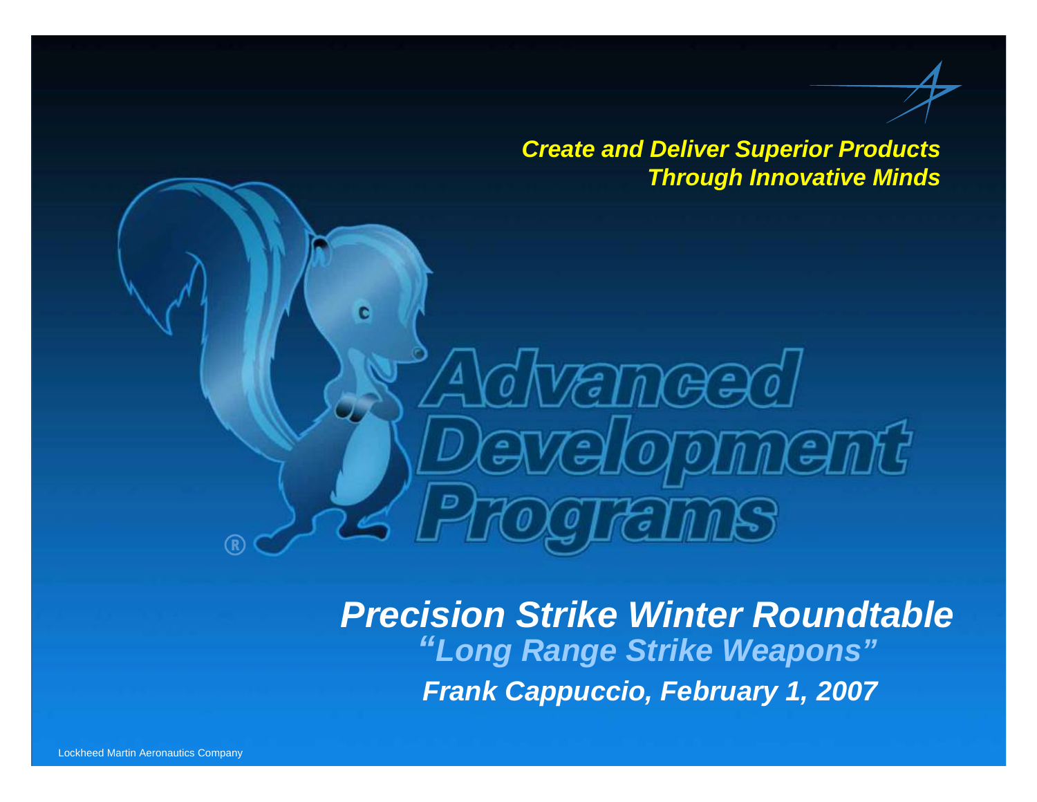*Create and Deliver Superior Products Through Innovative Minds*

# Advanced Development Programs

## *Precision Strike Winter Roundtable*

### *"Long Range Strike Weapons"*

***Frank Cappuccio, February 1, 2007***

Lockheed Martin Aeronautics Company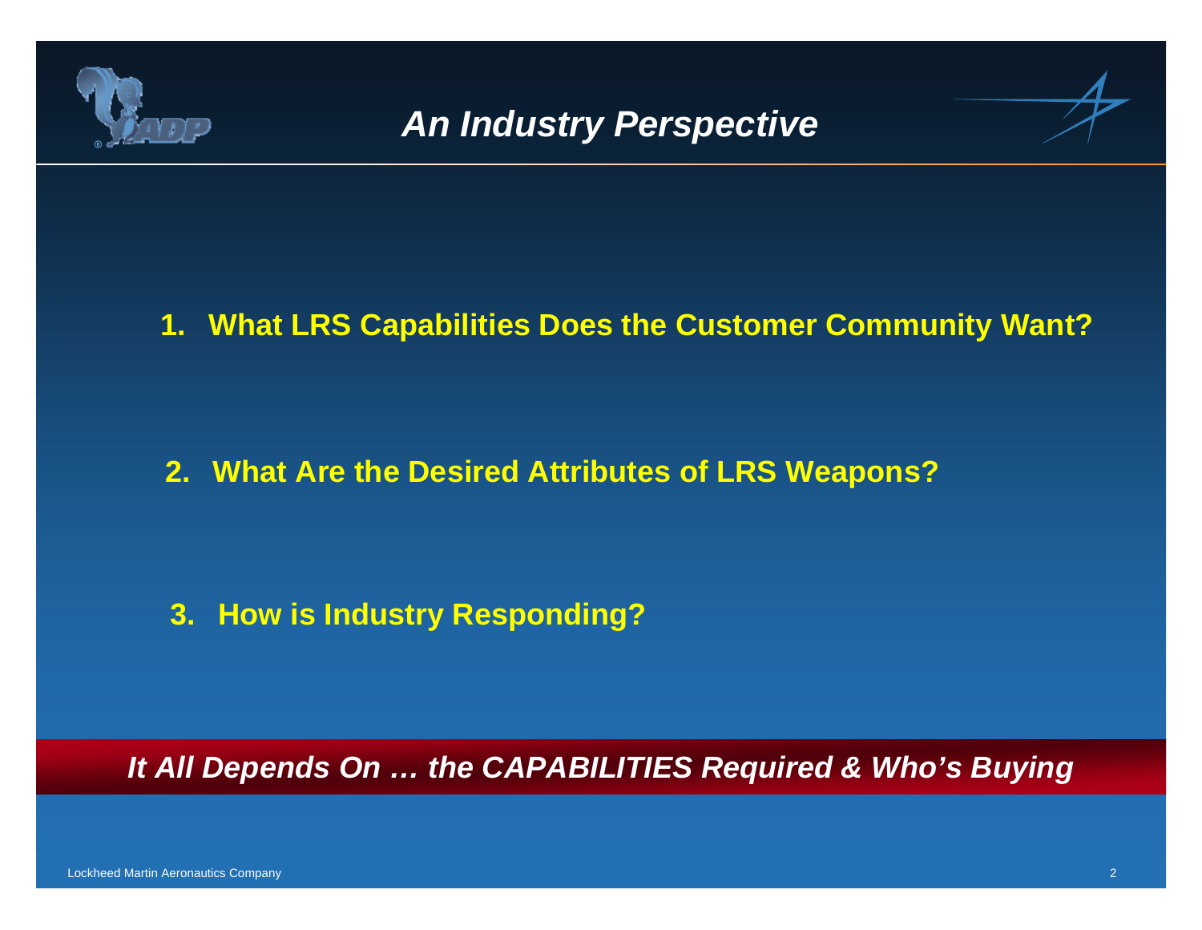# *An Industry Perspective*

1. **What LRS Capabilities Does the Customer Community Want?**

2. **What Are the Desired Attributes of LRS Weapons?**

3. **How is Industry Responding?**

***It All Depends On … the CAPABILITIES Required & Who's Buying***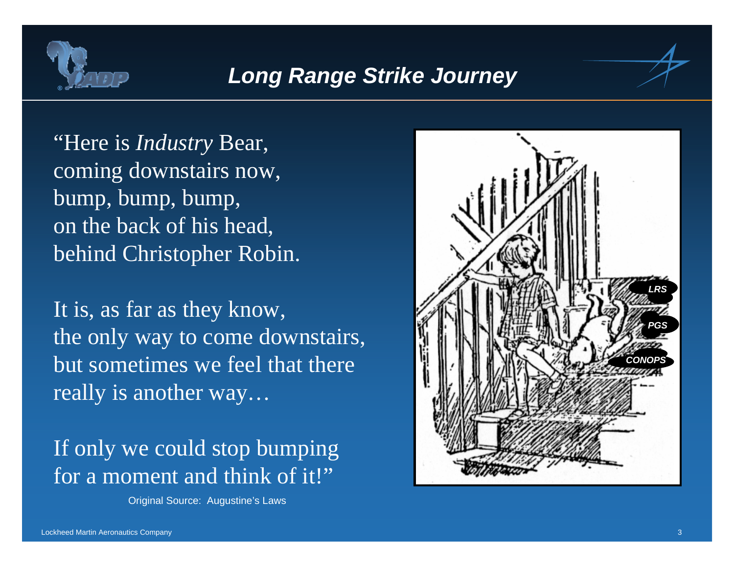# Long Range Strike Journey

"Here is *Industry* Bear,
coming downstairs now,
bump, bump, bump,
on the back of his head,
behind Christopher Robin.

It is, as far as they know,
the only way to come downstairs,
but sometimes we feel that there
really is another way…

If only we could stop bumping
for a moment and think of it!"

Original Source: Augustine's Laws

*LRS*

*PGS*

*CONOPS*

Lockheed Martin Aeronautics Company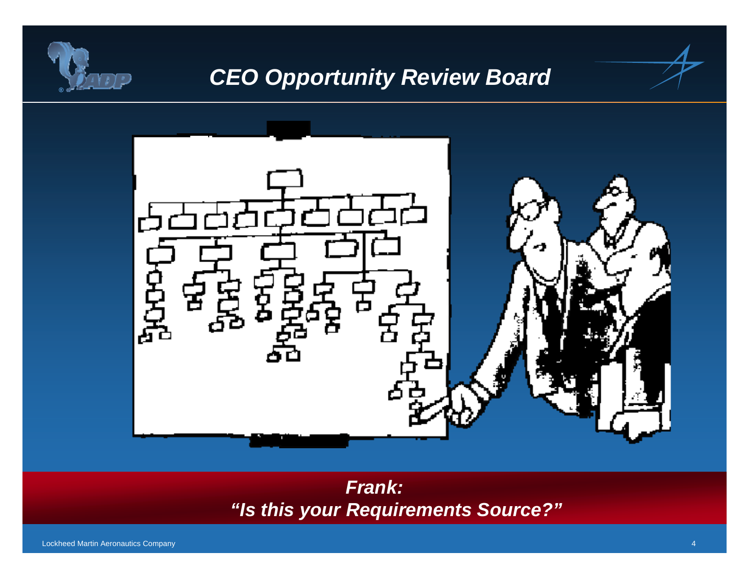# CEO Opportunity Review Board

***Frank:***
***"Is this your Requirements Source?"***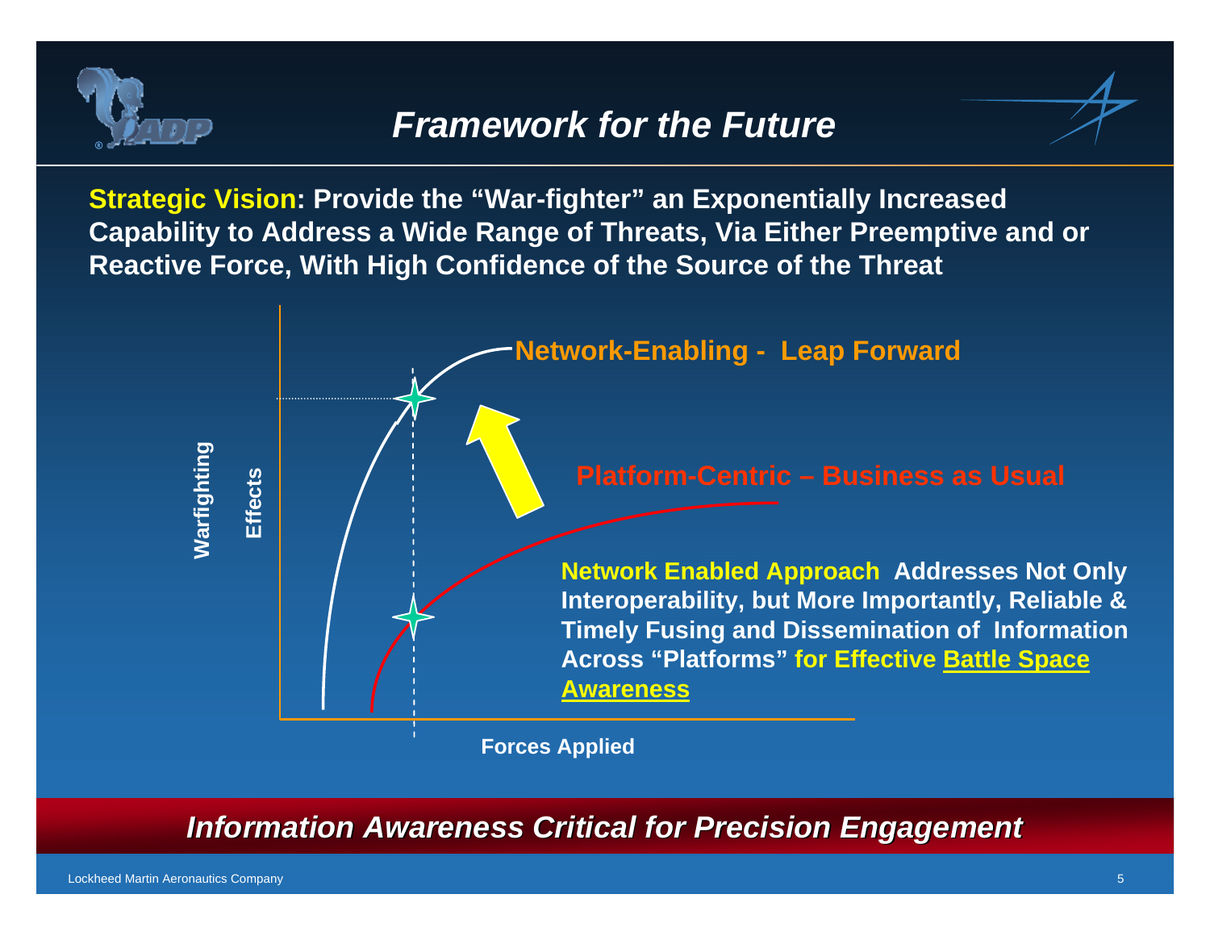# Framework for the Future

**Strategic Vision: Provide the "War-fighter" an Exponentially Increased Capability to Address a Wide Range of Threats, Via Either Preemptive and or Reactive Force, With High Confidence of the Source of the Threat**

**Network-Enabling - Leap Forward**

**Platform-Centric – Business as Usual**

**Warfighting Effects**

**Forces Applied**

**Network Enabled Approach Addresses Not Only Interoperability, but More Importantly, Reliable & Timely Fusing and Dissemination of Information Across "Platforms" for Effective Battle Space Awareness**

***Information Awareness Critical for Precision Engagement***

Lockheed Martin Aeronautics Company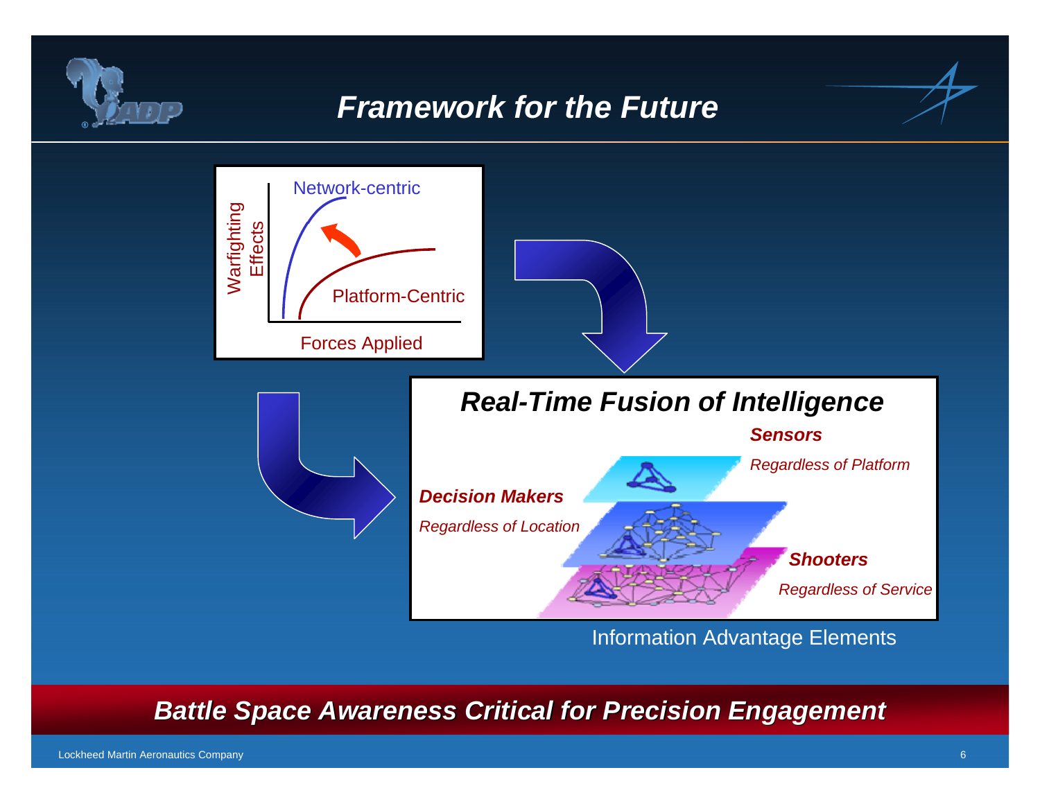# Framework for the Future

Network-centric

Warfighting Effects

Platform-Centric

Forces Applied

## Real-Time Fusion of Intelligence

***Sensors***

*Regardless of Platform*

***Decision Makers***

*Regardless of Location*

***Shooters***

*Regardless of Service*

Information Advantage Elements

***Battle Space Awareness Critical for Precision Engagement***

Lockheed Martin Aeronautics Company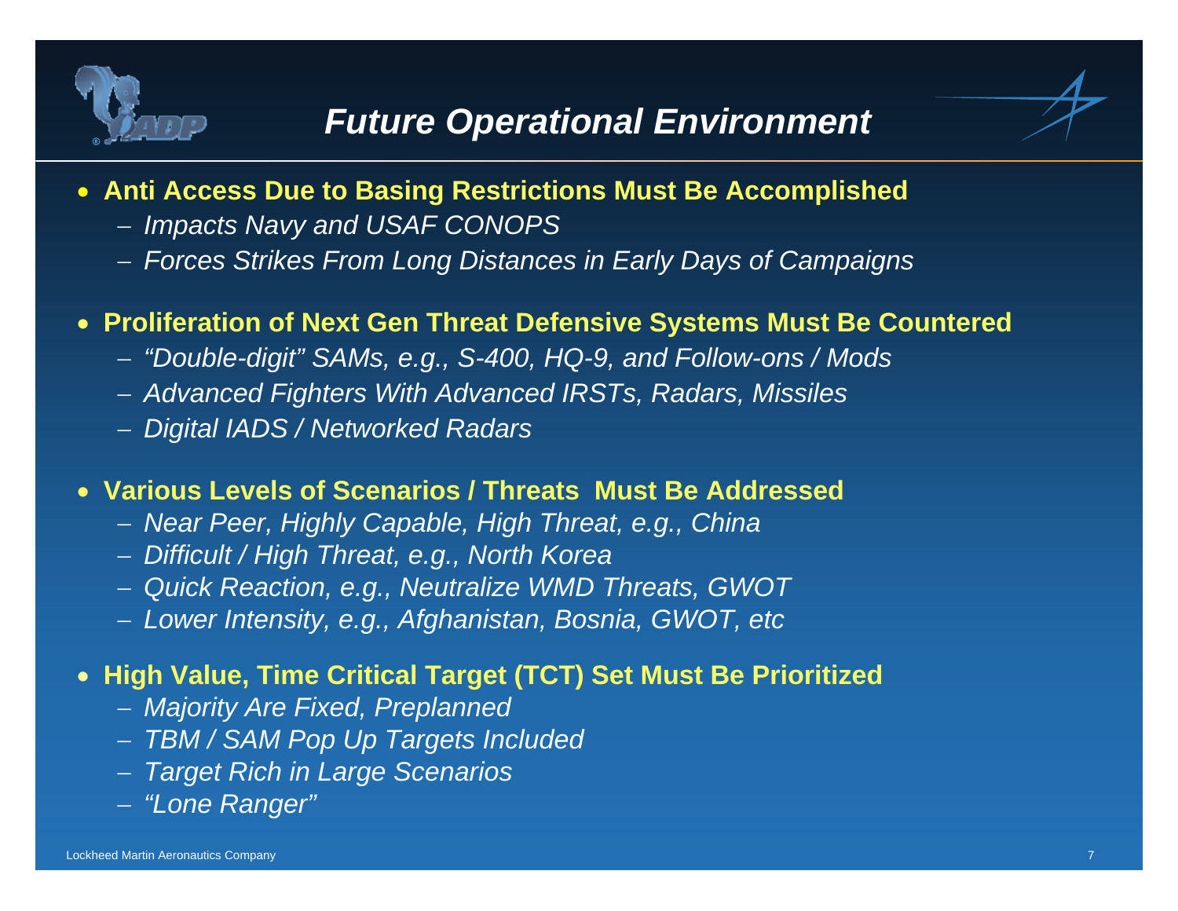# *Future Operational Environment*

- **Anti Access Due to Basing Restrictions Must Be Accomplished**
  - *Impacts Navy and USAF CONOPS*
  - *Forces Strikes From Long Distances in Early Days of Campaigns*

- **Proliferation of Next Gen Threat Defensive Systems Must Be Countered**
  - *"Double-digit" SAMs, e.g., S-400, HQ-9, and Follow-ons / Mods*
  - *Advanced Fighters With Advanced IRSTs, Radars, Missiles*
  - *Digital IADS / Networked Radars*

- **Various Levels of Scenarios / Threats Must Be Addressed**
  - *Near Peer, Highly Capable, High Threat, e.g., China*
  - *Difficult / High Threat, e.g., North Korea*
  - *Quick Reaction, e.g., Neutralize WMD Threats, GWOT*
  - *Lower Intensity, e.g., Afghanistan, Bosnia, GWOT, etc*

- **High Value, Time Critical Target (TCT) Set Must Be Prioritized**
  - *Majority Are Fixed, Preplanned*
  - *TBM / SAM Pop Up Targets Included*
  - *Target Rich in Large Scenarios*
  - *"Lone Ranger"*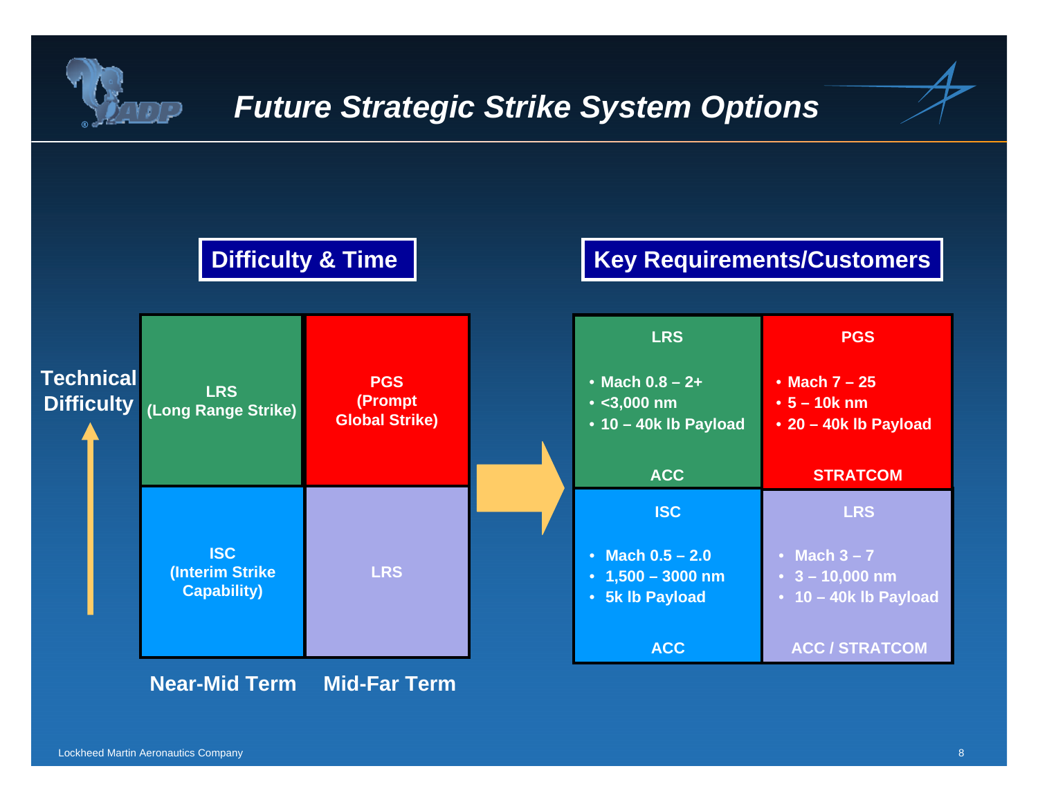# Future Strategic Strike System Options

## Difficulty & Time

| Technical Difficulty ↑ | Near-Mid Term | Mid-Far Term |
|---|---|---|
| Higher | LRS (Long Range Strike) | PGS (Prompt Global Strike) |
| Lower | ISC (Interim Strike Capability) | LRS |

## Key Requirements/Customers

| | |
|---|---|
| **LRS**<br>• Mach 0.8 – 2+<br>• <3,000 nm<br>• 10 – 40k lb Payload<br>**ACC** | **PGS**<br>• Mach 7 – 25<br>• 5 – 10k nm<br>• 20 – 40k lb Payload<br>**STRATCOM** |
| **ISC**<br>• Mach 0.5 – 2.0<br>• 1,500 – 3000 nm<br>• 5k lb Payload<br>**ACC** | **LRS**<br>• Mach 3 – 7<br>• 3 – 10,000 nm<br>• 10 – 40k lb Payload<br>**ACC / STRATCOM** |

Lockheed Martin Aeronautics Company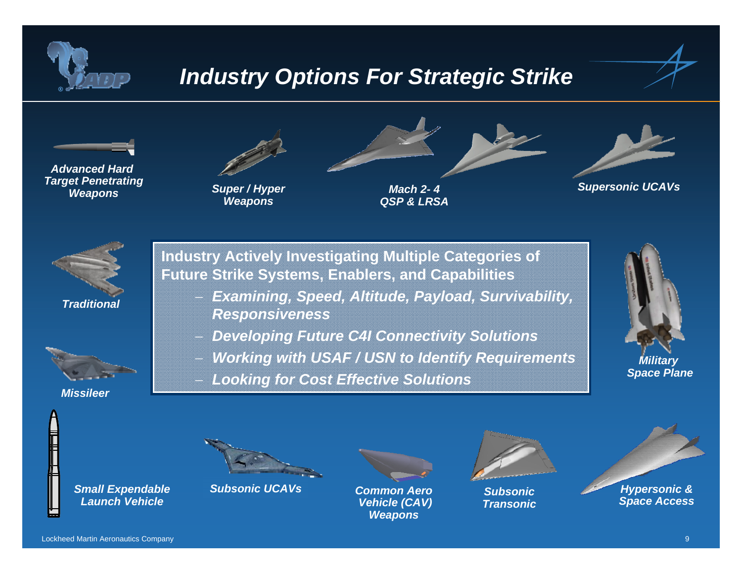# Industry Options For Strategic Strike

*Advanced Hard Target Penetrating Weapons*

*Super / Hyper Weapons*

*Mach 2- 4 QSP & LRSA*

*Supersonic UCAVs*

*Traditional*

*Missileer*

**Industry Actively Investigating Multiple Categories of Future Strike Systems, Enablers, and Capabilities**

- ***Examining, Speed, Altitude, Payload, Survivability, Responsiveness***
- ***Developing Future C4I Connectivity Solutions***
- ***Working with USAF / USN to Identify Requirements***
- ***Looking for Cost Effective Solutions***

*Military Space Plane*

*Small Expendable Launch Vehicle*

*Subsonic UCAVs*

*Common Aero Vehicle (CAV) Weapons*

*Subsonic Transonic*

*Hypersonic & Space Access*

Lockheed Martin Aeronautics Company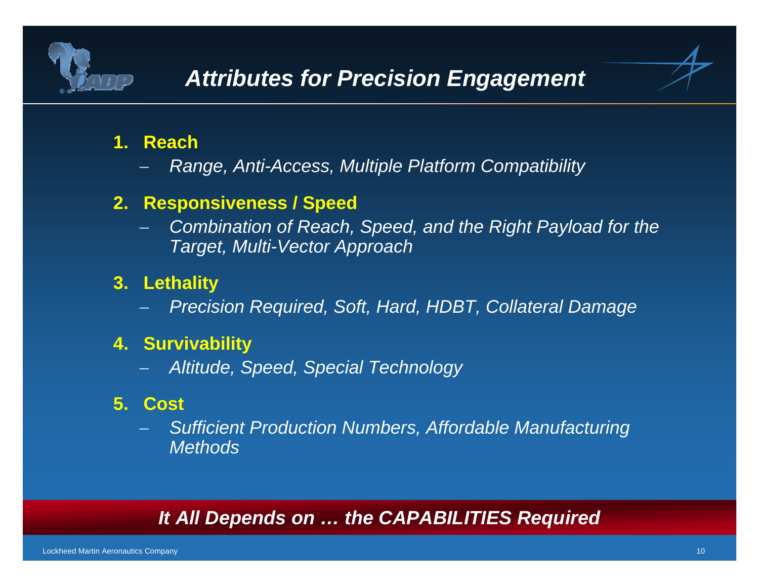# *Attributes for Precision Engagement*

1. **Reach**
   - *Range, Anti-Access, Multiple Platform Compatibility*
2. **Responsiveness / Speed**
   - *Combination of Reach, Speed, and the Right Payload for the Target, Multi-Vector Approach*
3. **Lethality**
   - *Precision Required, Soft, Hard, HDBT, Collateral Damage*
4. **Survivability**
   - *Altitude, Speed, Special Technology*
5. **Cost**
   - *Sufficient Production Numbers, Affordable Manufacturing Methods*

***It All Depends on … the CAPABILITIES Required***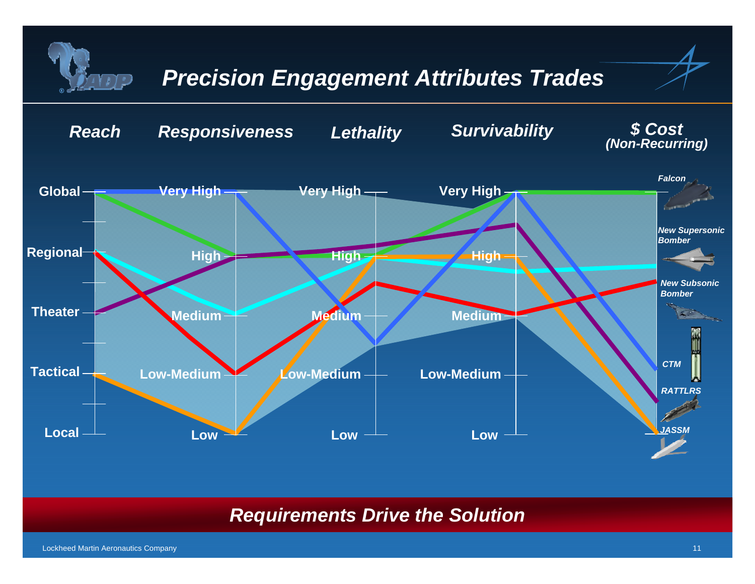# *Precision Engagement Attributes Trades*

*Reach* | *Responsiveness* | *Lethality* | *Survivability* | *$ Cost (Non-Recurring)*

- Reach: Global, Regional, Theater, Tactical, Local
- Responsiveness: Very High, High, Medium, Low-Medium, Low
- Lethality: Very High, High, Medium, Low-Medium, Low
- Survivability: Very High, High, Medium, Low-Medium, Low
- $ Cost (Non-Recurring): *Falcon*, *New Supersonic Bomber*, *New Subsonic Bomber*, *CTM*, *RATTLRS*, *JASSM*

***Requirements Drive the Solution***

Lockheed Martin Aeronautics Company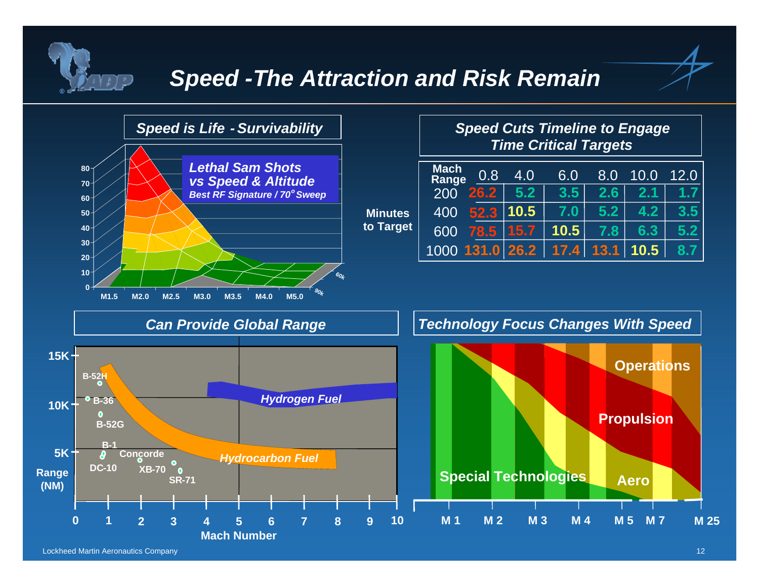# Speed - The Attraction and Risk Remain

## Speed is Life - Survivability

**Lethal Sam Shots vs Speed & Altitude**
*Best RF Signature / 70° Sweep*

## Speed Cuts Timeline to Engage Time Critical Targets

**Minutes to Target**

| Mach / Range | 0.8 | 4.0 | 6.0 | 8.0 | 10.0 | 12.0 |
|---|---|---|---|---|---|---|
| 200 | 26.2 | 5.2 | 3.5 | 2.6 | 2.1 | 1.7 |
| 400 | 52.3 | 10.5 | 7.0 | 5.2 | 4.2 | 3.5 |
| 600 | 78.5 | 15.7 | 10.5 | 7.8 | 6.3 | 5.2 |
| 1000 | 131.0 | 26.2 | 17.4 | 13.1 | 10.5 | 8.7 |

## Can Provide Global Range

Range (NM) vs Mach Number: B-52H, B-36, B-52G, B-1, DC-10, Concorde, XB-70, SR-71; Hydrogen Fuel; Hydrocarbon Fuel

## Technology Focus Changes With Speed

Operations, Propulsion, Special Technologies, Aero (M 1, M 2, M 3, M 4, M 5, M 7, M 25)

Lockheed Martin Aeronautics Company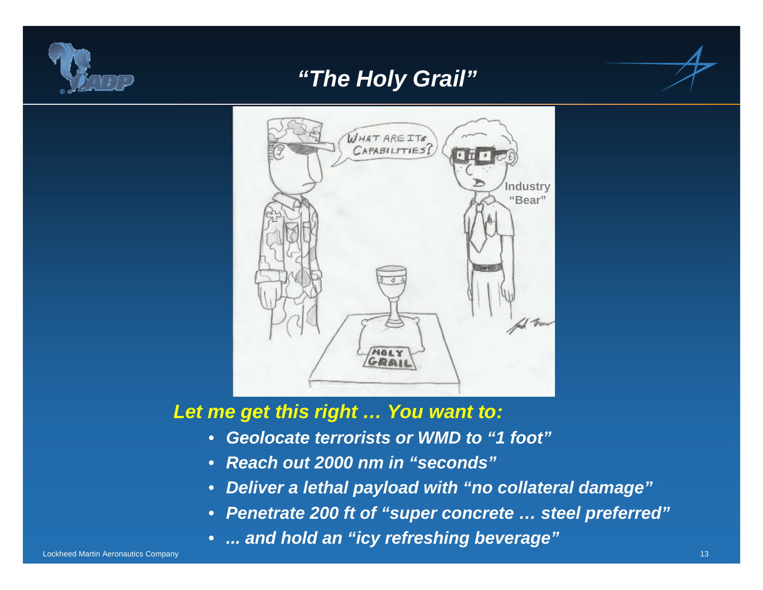# "The Holy Grail"

*Let me get this right … You want to:*

- ***Geolocate terrorists or WMD to "1 foot"***
- ***Reach out 2000 nm in "seconds"***
- ***Deliver a lethal payload with "no collateral damage"***
- ***Penetrate 200 ft of "super concrete … steel preferred"***
- ***... and hold an "icy refreshing beverage"***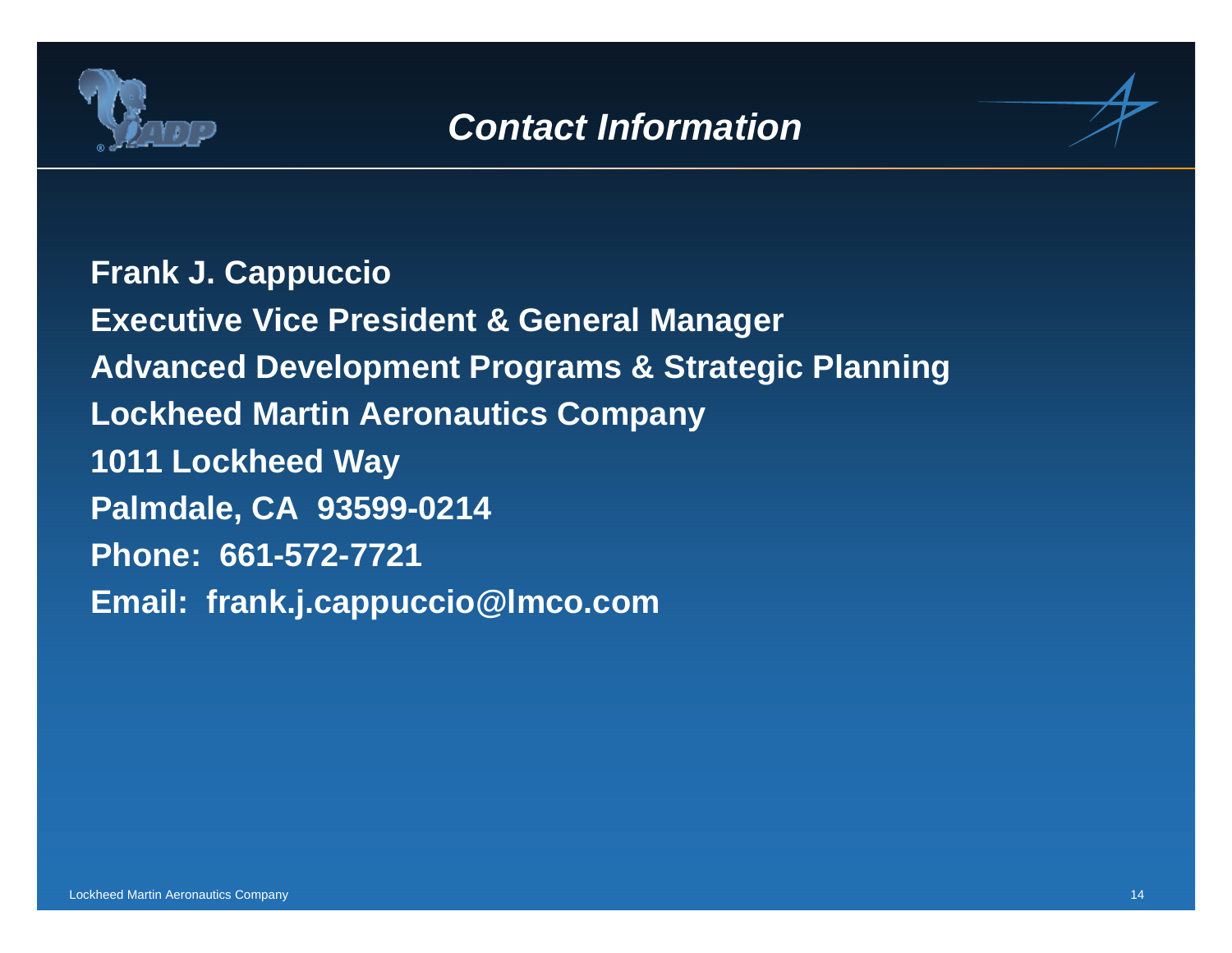# *Contact Information*

**Frank J. Cappuccio**

**Executive Vice President & General Manager**

**Advanced Development Programs & Strategic Planning**

**Lockheed Martin Aeronautics Company**

**1011 Lockheed Way**

**Palmdale, CA  93599-0214**

**Phone:  661-572-7721**

**Email:  frank.j.cappuccio@lmco.com**